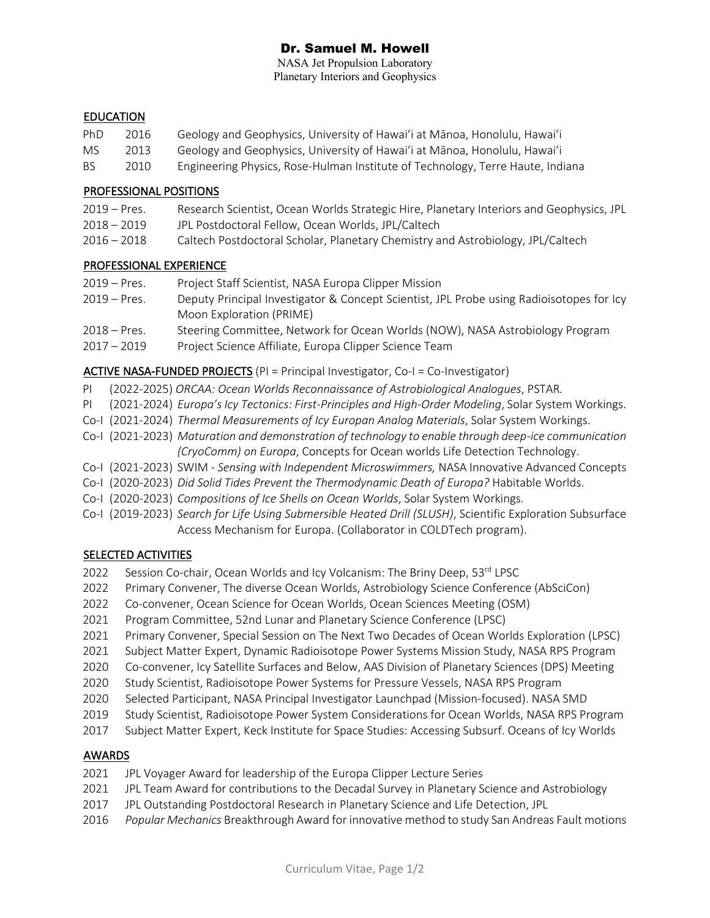# Dr. Samuel M. Howell

NASA Jet Propulsion Laboratory
Planetary Interiors and Geophysics

## EDUCATION

| | | |
|---|---|---|
| PhD | 2016 | Geology and Geophysics, University of Hawaiʻi at Mānoa, Honolulu, Hawaiʻi |
| MS | 2013 | Geology and Geophysics, University of Hawaiʻi at Mānoa, Honolulu, Hawaiʻi |
| BS | 2010 | Engineering Physics, Rose-Hulman Institute of Technology, Terre Haute, Indiana |

## PROFESSIONAL POSITIONS

| | |
|---|---|
| 2019 – Pres. | Research Scientist, Ocean Worlds Strategic Hire, Planetary Interiors and Geophysics, JPL |
| 2018 – 2019 | JPL Postdoctoral Fellow, Ocean Worlds, JPL/Caltech |
| 2016 – 2018 | Caltech Postdoctoral Scholar, Planetary Chemistry and Astrobiology, JPL/Caltech |

## PROFESSIONAL EXPERIENCE

| | |
|---|---|
| 2019 – Pres. | Project Staff Scientist, NASA Europa Clipper Mission |
| 2019 – Pres. | Deputy Principal Investigator & Concept Scientist, JPL Probe using Radioisotopes for Icy Moon Exploration (PRIME) |
| 2018 – Pres. | Steering Committee, Network for Ocean Worlds (NOW), NASA Astrobiology Program |
| 2017 – 2019 | Project Science Affiliate, Europa Clipper Science Team |

## ACTIVE NASA-FUNDED PROJECTS (PI = Principal Investigator, Co-I = Co-Investigator)

- PI (2022-2025) *ORCAA: Ocean Worlds Reconnaissance of Astrobiological Analogues*, PSTAR.
- PI (2021-2024) *Europa's Icy Tectonics: First-Principles and High-Order Modeling*, Solar System Workings.
- Co-I (2021-2024) *Thermal Measurements of Icy Europan Analog Materials*, Solar System Workings.
- Co-I (2021-2023) *Maturation and demonstration of technology to enable through deep-ice communication (CryoComm) on Europa*, Concepts for Ocean worlds Life Detection Technology.
- Co-I (2021-2023) SWIM - *Sensing with Independent Microswimmers,* NASA Innovative Advanced Concepts
- Co-I (2020-2023) *Did Solid Tides Prevent the Thermodynamic Death of Europa?* Habitable Worlds.
- Co-I (2020-2023) *Compositions of Ice Shells on Ocean Worlds*, Solar System Workings.
- Co-I (2019-2023) *Search for Life Using Submersible Heated Drill (SLUSH)*, Scientific Exploration Subsurface Access Mechanism for Europa. (Collaborator in COLDTech program).

## SELECTED ACTIVITIES

- 2022 Session Co-chair, Ocean Worlds and Icy Volcanism: The Briny Deep, 53rd LPSC
- 2022 Primary Convener, The diverse Ocean Worlds, Astrobiology Science Conference (AbSciCon)
- 2022 Co-convener, Ocean Science for Ocean Worlds, Ocean Sciences Meeting (OSM)
- 2021 Program Committee, 52nd Lunar and Planetary Science Conference (LPSC)
- 2021 Primary Convener, Special Session on The Next Two Decades of Ocean Worlds Exploration (LPSC)
- 2021 Subject Matter Expert, Dynamic Radioisotope Power Systems Mission Study, NASA RPS Program
- 2020 Co-convener, Icy Satellite Surfaces and Below, AAS Division of Planetary Sciences (DPS) Meeting
- 2020 Study Scientist, Radioisotope Power Systems for Pressure Vessels, NASA RPS Program
- 2020 Selected Participant, NASA Principal Investigator Launchpad (Mission-focused). NASA SMD
- 2019 Study Scientist, Radioisotope Power System Considerations for Ocean Worlds, NASA RPS Program
- 2017 Subject Matter Expert, Keck Institute for Space Studies: Accessing Subsurf. Oceans of Icy Worlds

## AWARDS

- 2021 JPL Voyager Award for leadership of the Europa Clipper Lecture Series
- 2021 JPL Team Award for contributions to the Decadal Survey in Planetary Science and Astrobiology
- 2017 JPL Outstanding Postdoctoral Research in Planetary Science and Life Detection, JPL
- 2016 *Popular Mechanics* Breakthrough Award for innovative method to study San Andreas Fault motions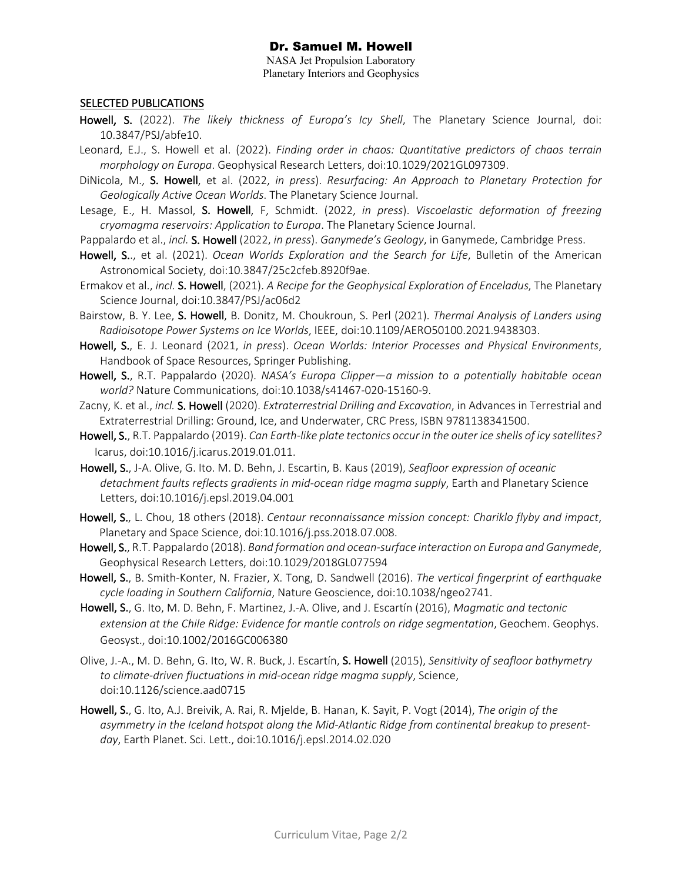# Dr. Samuel M. Howell

NASA Jet Propulsion Laboratory
Planetary Interiors and Geophysics

## SELECTED PUBLICATIONS

**Howell, S.** (2022). *The likely thickness of Europa's Icy Shell*, The Planetary Science Journal, doi: 10.3847/PSJ/abfe10.

Leonard, E.J., S. Howell et al. (2022). *Finding order in chaos: Quantitative predictors of chaos terrain morphology on Europa*. Geophysical Research Letters, doi:10.1029/2021GL097309.

DiNicola, M., **S. Howell**, et al. (2022, *in press*). *Resurfacing: An Approach to Planetary Protection for Geologically Active Ocean Worlds*. The Planetary Science Journal.

Lesage, E., H. Massol, **S. Howell**, F, Schmidt. (2022, *in press*). *Viscoelastic deformation of freezing cryomagma reservoirs: Application to Europa*. The Planetary Science Journal.

Pappalardo et al., *incl.* **S. Howell** (2022, *in press*). *Ganymede's Geology*, in Ganymede, Cambridge Press.

**Howell, S.**., et al. (2021). *Ocean Worlds Exploration and the Search for Life*, Bulletin of the American Astronomical Society, doi:10.3847/25c2cfeb.8920f9ae.

Ermakov et al., *incl.* **S. Howell**, (2021). *A Recipe for the Geophysical Exploration of Enceladus*, The Planetary Science Journal, doi:10.3847/PSJ/ac06d2

Bairstow, B. Y. Lee, **S. Howell**, B. Donitz, M. Choukroun, S. Perl (2021). *Thermal Analysis of Landers using Radioisotope Power Systems on Ice Worlds*, IEEE, doi:10.1109/AERO50100.2021.9438303.

**Howell, S.**, E. J. Leonard (2021, *in press*). *Ocean Worlds: Interior Processes and Physical Environments*, Handbook of Space Resources, Springer Publishing.

**Howell, S.**, R.T. Pappalardo (2020). *NASA's Europa Clipper—a mission to a potentially habitable ocean world?* Nature Communications, doi:10.1038/s41467-020-15160-9.

Zacny, K. et al., *incl.* **S. Howell** (2020). *Extraterrestrial Drilling and Excavation*, in Advances in Terrestrial and Extraterrestrial Drilling: Ground, Ice, and Underwater, CRC Press, ISBN 9781138341500.

**Howell, S.**, R.T. Pappalardo (2019). *Can Earth-like plate tectonics occur in the outer ice shells of icy satellites?* Icarus, doi:10.1016/j.icarus.2019.01.011.

**Howell, S.**, J-A. Olive, G. Ito. M. D. Behn, J. Escartin, B. Kaus (2019), *Seafloor expression of oceanic detachment faults reflects gradients in mid-ocean ridge magma supply*, Earth and Planetary Science Letters, doi:10.1016/j.epsl.2019.04.001

**Howell, S.**, L. Chou, 18 others (2018). *Centaur reconnaissance mission concept: Chariklo flyby and impact*, Planetary and Space Science, doi:10.1016/j.pss.2018.07.008.

**Howell, S.**, R.T. Pappalardo (2018). *Band formation and ocean-surface interaction on Europa and Ganymede*, Geophysical Research Letters, doi:10.1029/2018GL077594

**Howell, S.**, B. Smith-Konter, N. Frazier, X. Tong, D. Sandwell (2016). *The vertical fingerprint of earthquake cycle loading in Southern California*, Nature Geoscience, doi:10.1038/ngeo2741.

**Howell, S.**, G. Ito, M. D. Behn, F. Martinez, J.-A. Olive, and J. Escartín (2016), *Magmatic and tectonic extension at the Chile Ridge: Evidence for mantle controls on ridge segmentation*, Geochem. Geophys. Geosyst., doi:10.1002/2016GC006380

Olive, J.-A., M. D. Behn, G. Ito, W. R. Buck, J. Escartín, **S. Howell** (2015), *Sensitivity of seafloor bathymetry to climate-driven fluctuations in mid-ocean ridge magma supply*, Science, doi:10.1126/science.aad0715

**Howell, S.**, G. Ito, A.J. Breivik, A. Rai, R. Mjelde, B. Hanan, K. Sayit, P. Vogt (2014), *The origin of the asymmetry in the Iceland hotspot along the Mid-Atlantic Ridge from continental breakup to present-day*, Earth Planet. Sci. Lett., doi:10.1016/j.epsl.2014.02.020